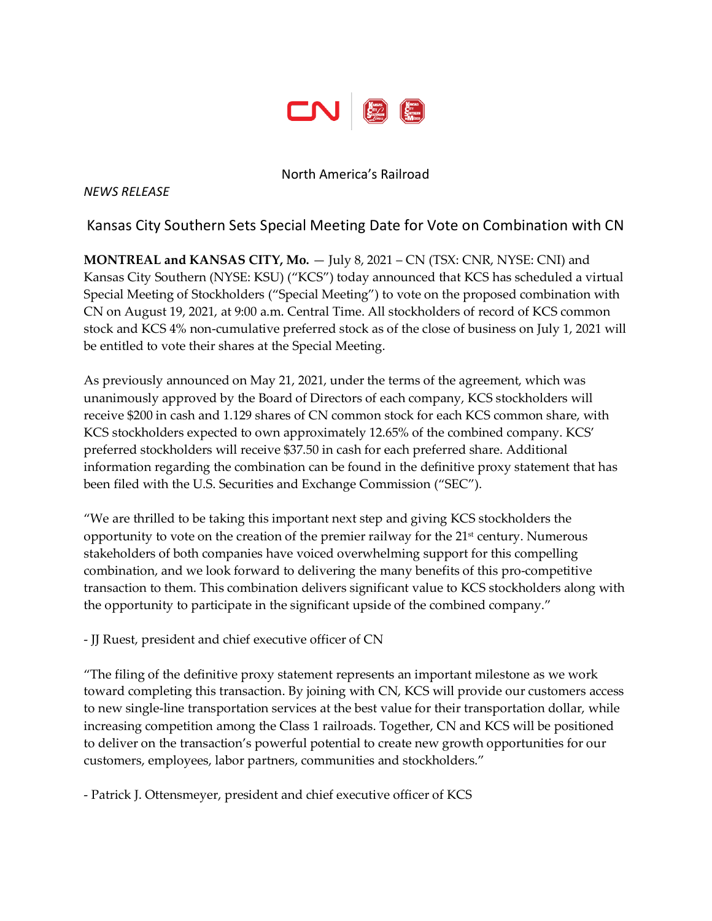North America's Railroad

*NEWS RELEASE*

# Kansas City Southern Sets Special Meeting Date for Vote on Combination with CN

**MONTREAL and KANSAS CITY, Mo.** — July 8, 2021 – CN (TSX: CNR, NYSE: CNI) and Kansas City Southern (NYSE: KSU) ("KCS") today announced that KCS has scheduled a virtual Special Meeting of Stockholders ("Special Meeting") to vote on the proposed combination with CN on August 19, 2021, at 9:00 a.m. Central Time. All stockholders of record of KCS common stock and KCS 4% non-cumulative preferred stock as of the close of business on July 1, 2021 will be entitled to vote their shares at the Special Meeting.

As previously announced on May 21, 2021, under the terms of the agreement, which was unanimously approved by the Board of Directors of each company, KCS stockholders will receive $200 in cash and 1.129 shares of CN common stock for each KCS common share, with KCS stockholders expected to own approximately 12.65% of the combined company. KCS' preferred stockholders will receive $37.50 in cash for each preferred share. Additional information regarding the combination can be found in the definitive proxy statement that has been filed with the U.S. Securities and Exchange Commission ("SEC").

"We are thrilled to be taking this important next step and giving KCS stockholders the opportunity to vote on the creation of the premier railway for the 21st century. Numerous stakeholders of both companies have voiced overwhelming support for this compelling combination, and we look forward to delivering the many benefits of this pro-competitive transaction to them. This combination delivers significant value to KCS stockholders along with the opportunity to participate in the significant upside of the combined company."

- JJ Ruest, president and chief executive officer of CN

"The filing of the definitive proxy statement represents an important milestone as we work toward completing this transaction. By joining with CN, KCS will provide our customers access to new single-line transportation services at the best value for their transportation dollar, while increasing competition among the Class 1 railroads. Together, CN and KCS will be positioned to deliver on the transaction's powerful potential to create new growth opportunities for our customers, employees, labor partners, communities and stockholders."

- Patrick J. Ottensmeyer, president and chief executive officer of KCS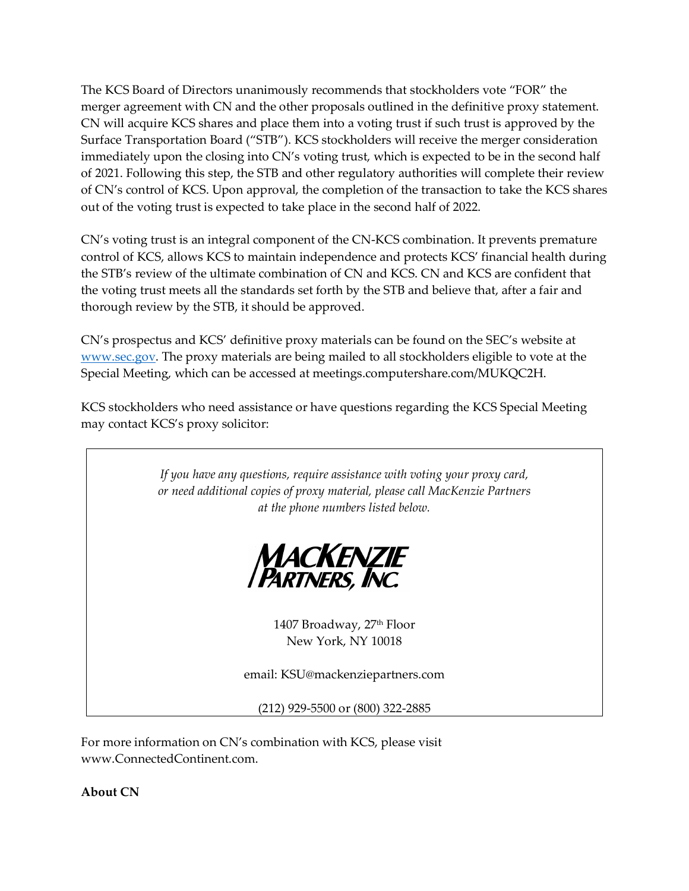The KCS Board of Directors unanimously recommends that stockholders vote "FOR" the merger agreement with CN and the other proposals outlined in the definitive proxy statement. CN will acquire KCS shares and place them into a voting trust if such trust is approved by the Surface Transportation Board ("STB"). KCS stockholders will receive the merger consideration immediately upon the closing into CN's voting trust, which is expected to be in the second half of 2021. Following this step, the STB and other regulatory authorities will complete their review of CN's control of KCS. Upon approval, the completion of the transaction to take the KCS shares out of the voting trust is expected to take place in the second half of 2022.

CN's voting trust is an integral component of the CN-KCS combination. It prevents premature control of KCS, allows KCS to maintain independence and protects KCS' financial health during the STB's review of the ultimate combination of CN and KCS. CN and KCS are confident that the voting trust meets all the standards set forth by the STB and believe that, after a fair and thorough review by the STB, it should be approved.

CN's prospectus and KCS' definitive proxy materials can be found on the SEC's website at www.sec.gov. The proxy materials are being mailed to all stockholders eligible to vote at the Special Meeting, which can be accessed at meetings.computershare.com/MUKQC2H.

KCS stockholders who need assistance or have questions regarding the KCS Special Meeting may contact KCS's proxy solicitor:

*If you have any questions, require assistance with voting your proxy card, or need additional copies of proxy material, please call MacKenzie Partners at the phone numbers listed below.*

MACKENZIE PARTNERS, INC.

1407 Broadway, 27th Floor
New York, NY 10018

email: KSU@mackenziepartners.com

(212) 929-5500 or (800) 322-2885

For more information on CN's combination with KCS, please visit www.ConnectedContinent.com.

**About CN**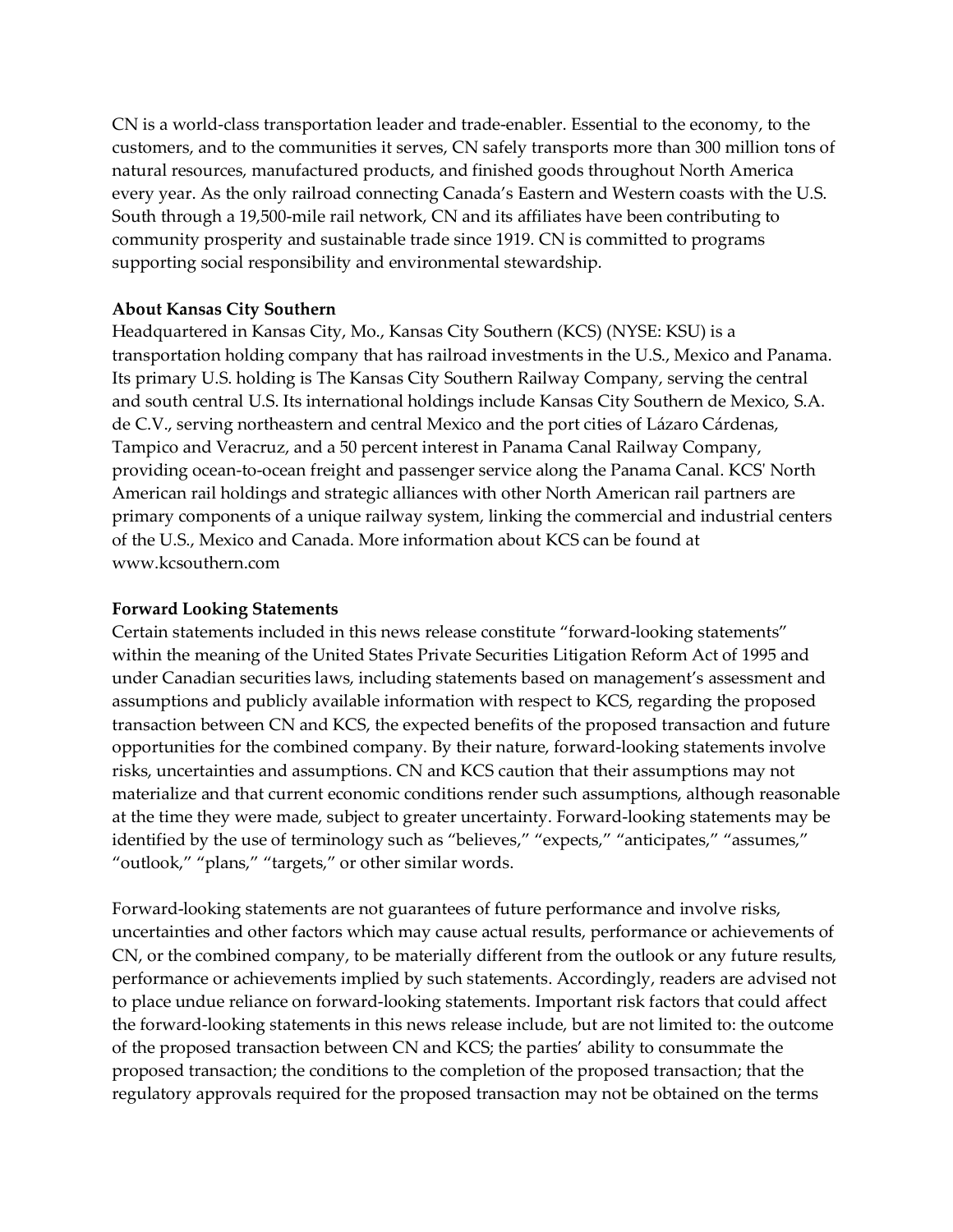CN is a world-class transportation leader and trade-enabler. Essential to the economy, to the customers, and to the communities it serves, CN safely transports more than 300 million tons of natural resources, manufactured products, and finished goods throughout North America every year. As the only railroad connecting Canada's Eastern and Western coasts with the U.S. South through a 19,500-mile rail network, CN and its affiliates have been contributing to community prosperity and sustainable trade since 1919. CN is committed to programs supporting social responsibility and environmental stewardship.

**About Kansas City Southern**

Headquartered in Kansas City, Mo., Kansas City Southern (KCS) (NYSE: KSU) is a transportation holding company that has railroad investments in the U.S., Mexico and Panama. Its primary U.S. holding is The Kansas City Southern Railway Company, serving the central and south central U.S. Its international holdings include Kansas City Southern de Mexico, S.A. de C.V., serving northeastern and central Mexico and the port cities of Lázaro Cárdenas, Tampico and Veracruz, and a 50 percent interest in Panama Canal Railway Company, providing ocean-to-ocean freight and passenger service along the Panama Canal. KCS' North American rail holdings and strategic alliances with other North American rail partners are primary components of a unique railway system, linking the commercial and industrial centers of the U.S., Mexico and Canada. More information about KCS can be found at www.kcsouthern.com

**Forward Looking Statements**

Certain statements included in this news release constitute "forward-looking statements" within the meaning of the United States Private Securities Litigation Reform Act of 1995 and under Canadian securities laws, including statements based on management's assessment and assumptions and publicly available information with respect to KCS, regarding the proposed transaction between CN and KCS, the expected benefits of the proposed transaction and future opportunities for the combined company. By their nature, forward-looking statements involve risks, uncertainties and assumptions. CN and KCS caution that their assumptions may not materialize and that current economic conditions render such assumptions, although reasonable at the time they were made, subject to greater uncertainty. Forward-looking statements may be identified by the use of terminology such as "believes," "expects," "anticipates," "assumes," "outlook," "plans," "targets," or other similar words.

Forward-looking statements are not guarantees of future performance and involve risks, uncertainties and other factors which may cause actual results, performance or achievements of CN, or the combined company, to be materially different from the outlook or any future results, performance or achievements implied by such statements. Accordingly, readers are advised not to place undue reliance on forward-looking statements. Important risk factors that could affect the forward-looking statements in this news release include, but are not limited to: the outcome of the proposed transaction between CN and KCS; the parties' ability to consummate the proposed transaction; the conditions to the completion of the proposed transaction; that the regulatory approvals required for the proposed transaction may not be obtained on the terms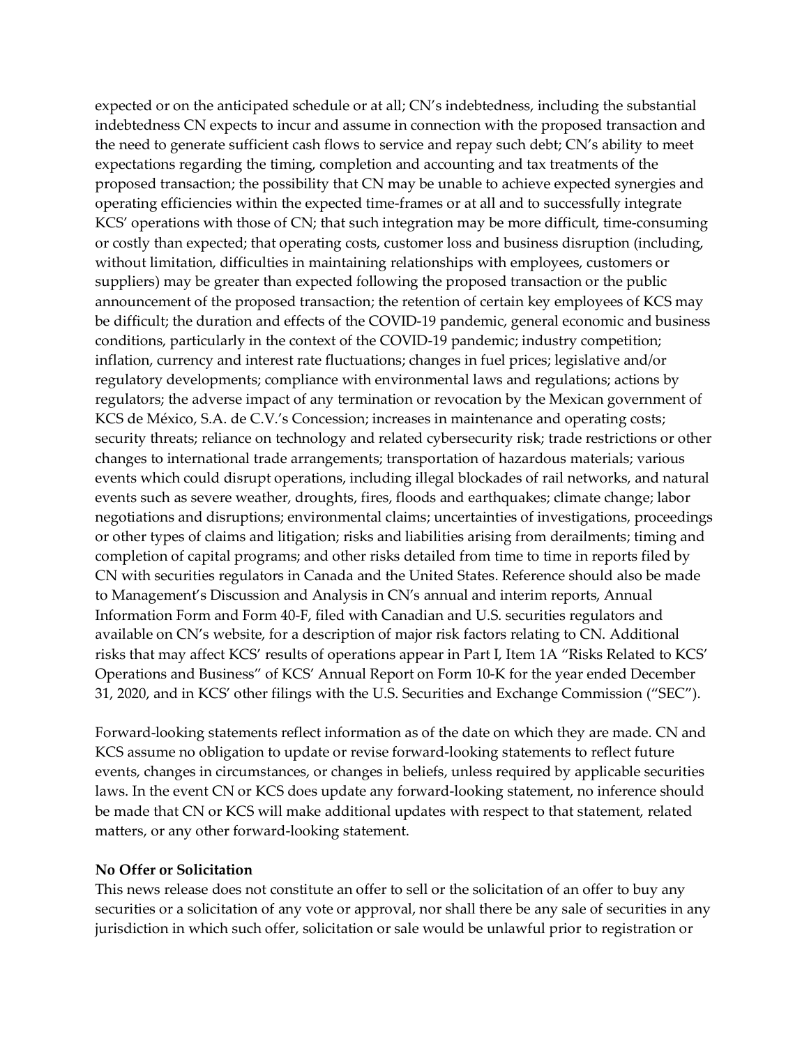expected or on the anticipated schedule or at all; CN's indebtedness, including the substantial indebtedness CN expects to incur and assume in connection with the proposed transaction and the need to generate sufficient cash flows to service and repay such debt; CN's ability to meet expectations regarding the timing, completion and accounting and tax treatments of the proposed transaction; the possibility that CN may be unable to achieve expected synergies and operating efficiencies within the expected time-frames or at all and to successfully integrate KCS' operations with those of CN; that such integration may be more difficult, time-consuming or costly than expected; that operating costs, customer loss and business disruption (including, without limitation, difficulties in maintaining relationships with employees, customers or suppliers) may be greater than expected following the proposed transaction or the public announcement of the proposed transaction; the retention of certain key employees of KCS may be difficult; the duration and effects of the COVID-19 pandemic, general economic and business conditions, particularly in the context of the COVID-19 pandemic; industry competition; inflation, currency and interest rate fluctuations; changes in fuel prices; legislative and/or regulatory developments; compliance with environmental laws and regulations; actions by regulators; the adverse impact of any termination or revocation by the Mexican government of KCS de México, S.A. de C.V.'s Concession; increases in maintenance and operating costs; security threats; reliance on technology and related cybersecurity risk; trade restrictions or other changes to international trade arrangements; transportation of hazardous materials; various events which could disrupt operations, including illegal blockades of rail networks, and natural events such as severe weather, droughts, fires, floods and earthquakes; climate change; labor negotiations and disruptions; environmental claims; uncertainties of investigations, proceedings or other types of claims and litigation; risks and liabilities arising from derailments; timing and completion of capital programs; and other risks detailed from time to time in reports filed by CN with securities regulators in Canada and the United States. Reference should also be made to Management's Discussion and Analysis in CN's annual and interim reports, Annual Information Form and Form 40-F, filed with Canadian and U.S. securities regulators and available on CN's website, for a description of major risk factors relating to CN. Additional risks that may affect KCS' results of operations appear in Part I, Item 1A "Risks Related to KCS' Operations and Business" of KCS' Annual Report on Form 10-K for the year ended December 31, 2020, and in KCS' other filings with the U.S. Securities and Exchange Commission ("SEC").

Forward-looking statements reflect information as of the date on which they are made. CN and KCS assume no obligation to update or revise forward-looking statements to reflect future events, changes in circumstances, or changes in beliefs, unless required by applicable securities laws. In the event CN or KCS does update any forward-looking statement, no inference should be made that CN or KCS will make additional updates with respect to that statement, related matters, or any other forward-looking statement.

**No Offer or Solicitation**

This news release does not constitute an offer to sell or the solicitation of an offer to buy any securities or a solicitation of any vote or approval, nor shall there be any sale of securities in any jurisdiction in which such offer, solicitation or sale would be unlawful prior to registration or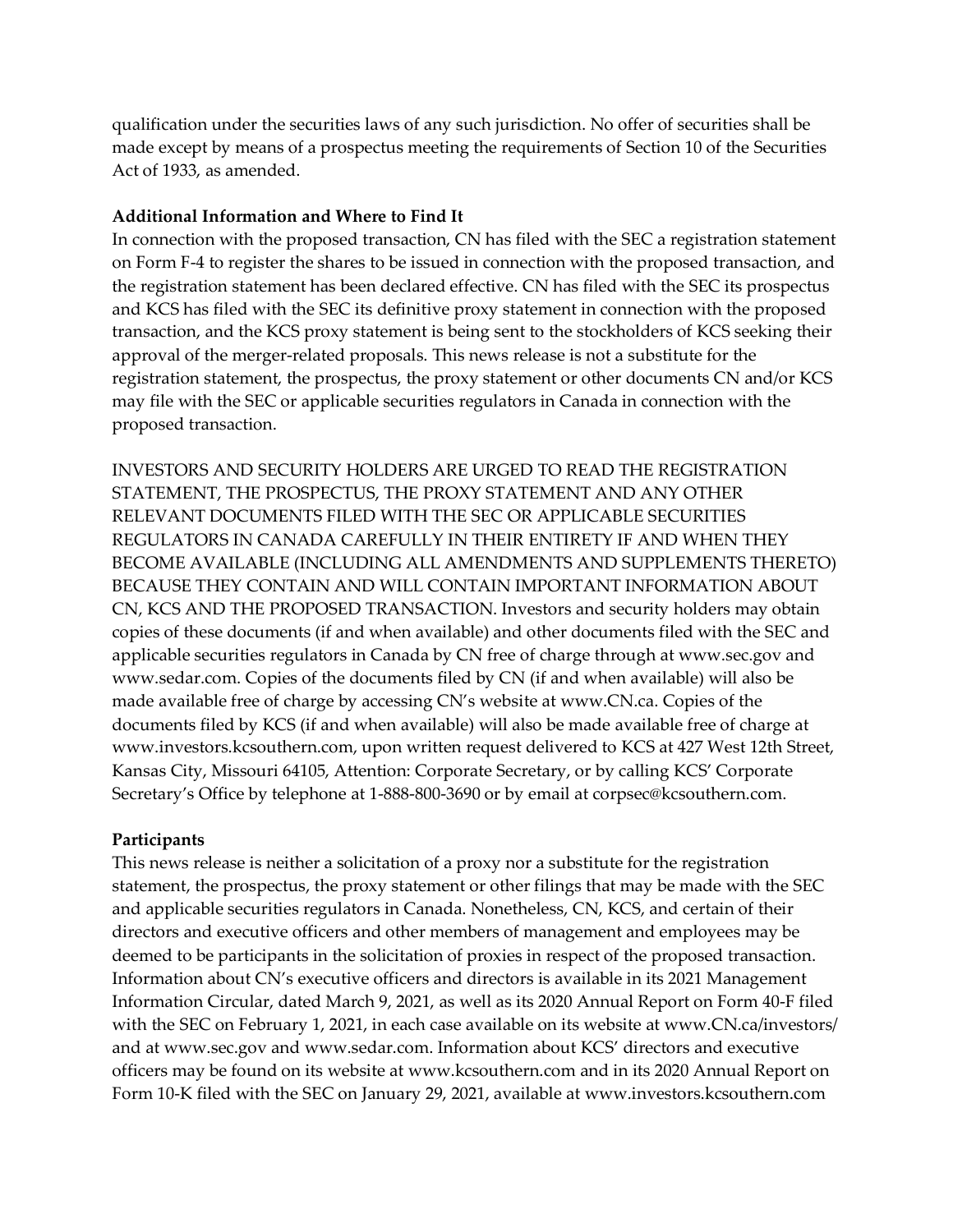qualification under the securities laws of any such jurisdiction. No offer of securities shall be made except by means of a prospectus meeting the requirements of Section 10 of the Securities Act of 1933, as amended.

**Additional Information and Where to Find It**

In connection with the proposed transaction, CN has filed with the SEC a registration statement on Form F-4 to register the shares to be issued in connection with the proposed transaction, and the registration statement has been declared effective. CN has filed with the SEC its prospectus and KCS has filed with the SEC its definitive proxy statement in connection with the proposed transaction, and the KCS proxy statement is being sent to the stockholders of KCS seeking their approval of the merger-related proposals. This news release is not a substitute for the registration statement, the prospectus, the proxy statement or other documents CN and/or KCS may file with the SEC or applicable securities regulators in Canada in connection with the proposed transaction.

INVESTORS AND SECURITY HOLDERS ARE URGED TO READ THE REGISTRATION STATEMENT, THE PROSPECTUS, THE PROXY STATEMENT AND ANY OTHER RELEVANT DOCUMENTS FILED WITH THE SEC OR APPLICABLE SECURITIES REGULATORS IN CANADA CAREFULLY IN THEIR ENTIRETY IF AND WHEN THEY BECOME AVAILABLE (INCLUDING ALL AMENDMENTS AND SUPPLEMENTS THERETO) BECAUSE THEY CONTAIN AND WILL CONTAIN IMPORTANT INFORMATION ABOUT CN, KCS AND THE PROPOSED TRANSACTION. Investors and security holders may obtain copies of these documents (if and when available) and other documents filed with the SEC and applicable securities regulators in Canada by CN free of charge through at www.sec.gov and www.sedar.com. Copies of the documents filed by CN (if and when available) will also be made available free of charge by accessing CN's website at www.CN.ca. Copies of the documents filed by KCS (if and when available) will also be made available free of charge at www.investors.kcsouthern.com, upon written request delivered to KCS at 427 West 12th Street, Kansas City, Missouri 64105, Attention: Corporate Secretary, or by calling KCS' Corporate Secretary's Office by telephone at 1-888-800-3690 or by email at corpsec@kcsouthern.com.

**Participants**

This news release is neither a solicitation of a proxy nor a substitute for the registration statement, the prospectus, the proxy statement or other filings that may be made with the SEC and applicable securities regulators in Canada. Nonetheless, CN, KCS, and certain of their directors and executive officers and other members of management and employees may be deemed to be participants in the solicitation of proxies in respect of the proposed transaction. Information about CN's executive officers and directors is available in its 2021 Management Information Circular, dated March 9, 2021, as well as its 2020 Annual Report on Form 40-F filed with the SEC on February 1, 2021, in each case available on its website at www.CN.ca/investors/ and at www.sec.gov and www.sedar.com. Information about KCS' directors and executive officers may be found on its website at www.kcsouthern.com and in its 2020 Annual Report on Form 10-K filed with the SEC on January 29, 2021, available at www.investors.kcsouthern.com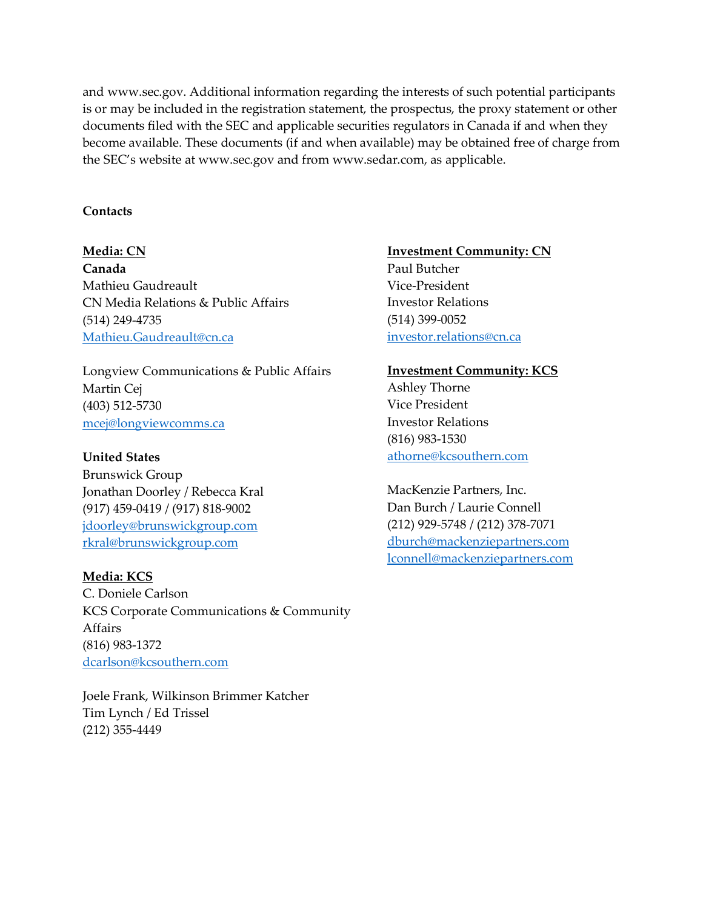and www.sec.gov. Additional information regarding the interests of such potential participants is or may be included in the registration statement, the prospectus, the proxy statement or other documents filed with the SEC and applicable securities regulators in Canada if and when they become available. These documents (if and when available) may be obtained free of charge from the SEC's website at www.sec.gov and from www.sedar.com, as applicable.

**Contacts**

**Media: CN**

**Canada**
Mathieu Gaudreault
CN Media Relations & Public Affairs
(514) 249-4735
Mathieu.Gaudreault@cn.ca

Longview Communications & Public Affairs
Martin Cej
(403) 512-5730
mcej@longviewcomms.ca

**United States**
Brunswick Group
Jonathan Doorley / Rebecca Kral
(917) 459-0419 / (917) 818-9002
jdoorley@brunswickgroup.com
rkral@brunswickgroup.com

**Media: KCS**
C. Doniele Carlson
KCS Corporate Communications & Community Affairs
(816) 983-1372
dcarlson@kcsouthern.com

Joele Frank, Wilkinson Brimmer Katcher
Tim Lynch / Ed Trissel
(212) 355-4449

**Investment Community: CN**
Paul Butcher
Vice-President
Investor Relations
(514) 399-0052
investor.relations@cn.ca

**Investment Community: KCS**
Ashley Thorne
Vice President
Investor Relations
(816) 983-1530
athorne@kcsouthern.com

MacKenzie Partners, Inc.
Dan Burch / Laurie Connell
(212) 929-5748 / (212) 378-7071
dburch@mackenziepartners.com
lconnell@mackenziepartners.com